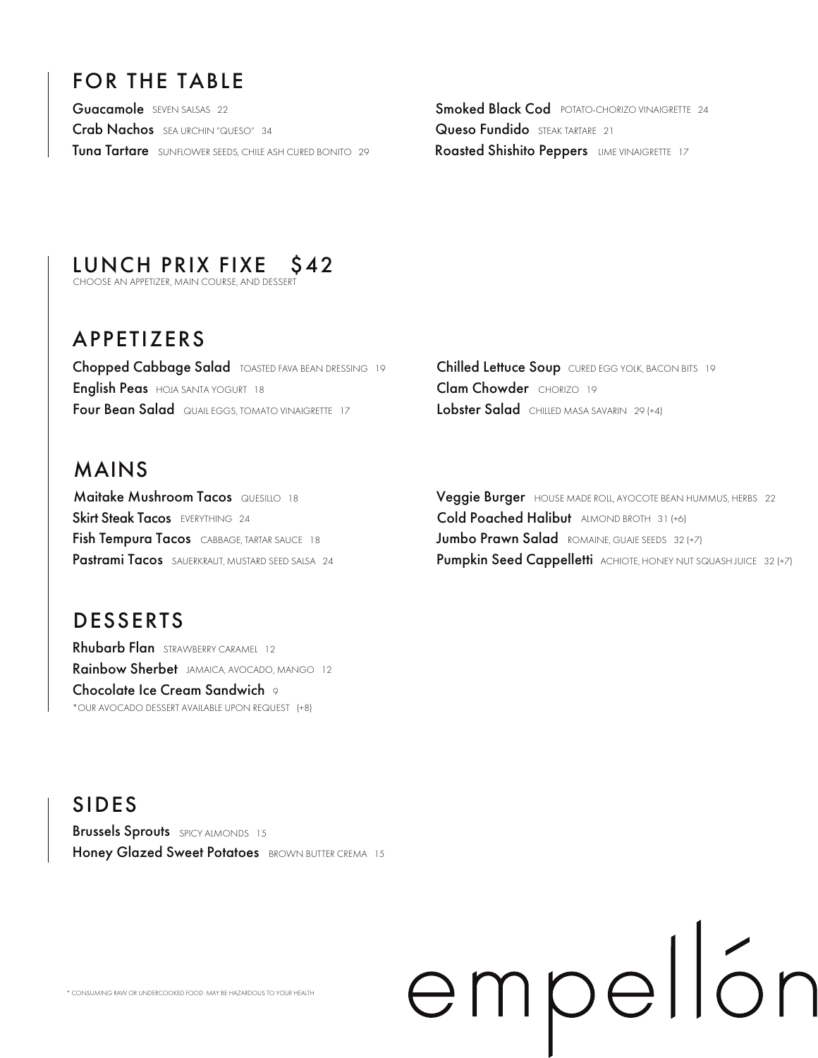## FOR THE TABLE

**Guacamole** SEVEN SALSAS 22

**Crab Nachos** SEA URCHIN "QUESO" 34

**Tuna Tartare** SUNFLOWER SEEDS, CHILE ASH CURED BONITO 29

**Smoked Black Cod** POTATO-CHORIZO VINAIGRETTE 24

**Queso Fundido** STEAK TARTARE 21

**Roasted Shishito Peppers** LIME VINAIGRETTE 17

## LUNCH PRIX FIXE $42

CHOOSE AN APPETIZER, MAIN COURSE, AND DESSERT

## APPETIZERS

**Chopped Cabbage Salad** TOASTED FAVA BEAN DRESSING 19

**English Peas** HOJA SANTA YOGURT 18

**Four Bean Salad** QUAIL EGGS, TOMATO VINAIGRETTE 17

**Chilled Lettuce Soup** CURED EGG YOLK, BACON BITS 19

**Clam Chowder** CHORIZO 19

**Lobster Salad** CHILLED MASA SAVARIN 29 (+4)

## MAINS

**Maitake Mushroom Tacos** QUESILLO 18

**Skirt Steak Tacos** EVERYTHING 24

**Fish Tempura Tacos** CABBAGE, TARTAR SAUCE 18

**Pastrami Tacos** SAUERKRAUT, MUSTARD SEED SALSA 24

**Veggie Burger** HOUSE MADE ROLL, AYOCOTE BEAN HUMMUS, HERBS 22

**Cold Poached Halibut** ALMOND BROTH 31 (+6)

**Jumbo Prawn Salad** ROMAINE, GUAJE SEEDS 32 (+7)

**Pumpkin Seed Cappelletti** ACHIOTE, HONEY NUT SQUASH JUICE 32 (+7)

## DESSERTS

**Rhubarb Flan** STRAWBERRY CARAMEL 12

**Rainbow Sherbet** JAMAICA, AVOCADO, MANGO 12

**Chocolate Ice Cream Sandwich** 9

*OUR AVOCADO DESSERT AVAILABLE UPON REQUEST (+8)

## SIDES

**Brussels Sprouts** SPICY ALMONDS 15

**Honey Glazed Sweet Potatoes** BROWN BUTTER CREMA 15

* CONSUMING RAW OR UNDERCOOKED FOOD MAY BE HAZARDOUS TO YOUR HEALTH

empellón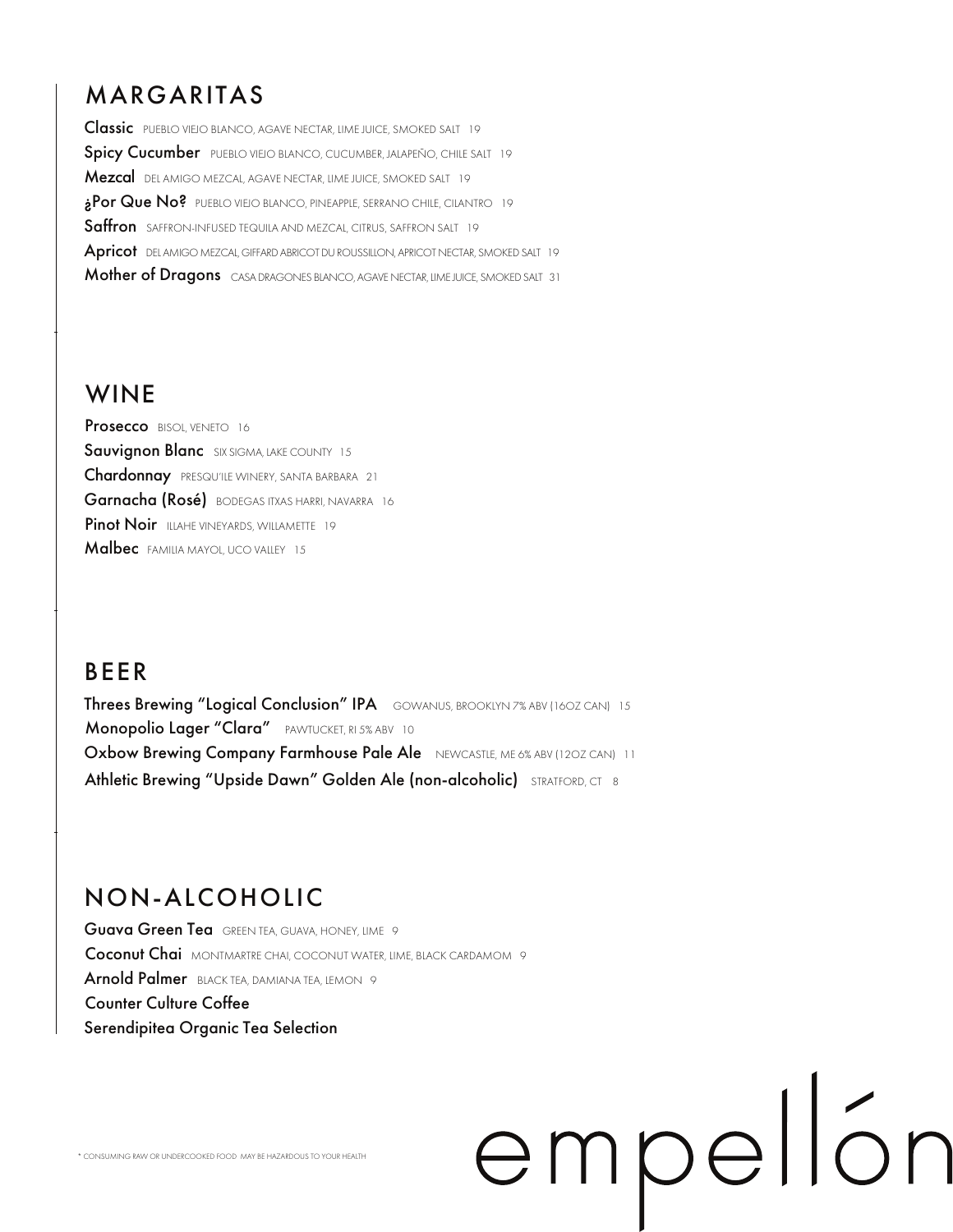## MARGARITAS

**Classic** PUEBLO VIEJO BLANCO, AGAVE NECTAR, LIME JUICE, SMOKED SALT 19

**Spicy Cucumber** PUEBLO VIEJO BLANCO, CUCUMBER, JALAPEÑO, CHILE SALT 19

**Mezcal** DEL AMIGO MEZCAL, AGAVE NECTAR, LIME JUICE, SMOKED SALT 19

**¿Por Que No?** PUEBLO VIEJO BLANCO, PINEAPPLE, SERRANO CHILE, CILANTRO 19

**Saffron** SAFFRON-INFUSED TEQUILA AND MEZCAL, CITRUS, SAFFRON SALT 19

**Apricot** DEL AMIGO MEZCAL, GIFFARD ABRICOT DU ROUSSILLON, APRICOT NECTAR, SMOKED SALT 19

**Mother of Dragons** CASA DRAGONES BLANCO, AGAVE NECTAR, LIME JUICE, SMOKED SALT 31

## WINE

**Prosecco** BISOL, VENETO 16

**Sauvignon Blanc** SIX SIGMA, LAKE COUNTY 15

**Chardonnay** PRESQU'ILE WINERY, SANTA BARBARA 21

**Garnacha (Rosé)** BODEGAS ITXAS HARRI, NAVARRA 16

**Pinot Noir** ILLAHE VINEYARDS, WILLAMETTE 19

**Malbec** FAMILIA MAYOL, UCO VALLEY 15

## BEER

**Threes Brewing "Logical Conclusion" IPA** GOWANUS, BROOKLYN 7% ABV (16OZ CAN) 15

**Monopolio Lager "Clara"** PAWTUCKET, RI 5% ABV 10

**Oxbow Brewing Company Farmhouse Pale Ale** NEWCASTLE, ME 6% ABV (12OZ CAN) 11

**Athletic Brewing "Upside Dawn" Golden Ale (non-alcoholic)** STRATFORD, CT 8

## NON-ALCOHOLIC

**Guava Green Tea** GREEN TEA, GUAVA, HONEY, LIME 9

**Coconut Chai** MONTMARTRE CHAI, COCONUT WATER, LIME, BLACK CARDAMOM 9

**Arnold Palmer** BLACK TEA, DAMIANA TEA, LEMON 9

**Counter Culture Coffee**

**Serendipitea Organic Tea Selection**

* CONSUMING RAW OR UNDERCOOKED FOOD MAY BE HAZARDOUS TO YOUR HEALTH

empellón